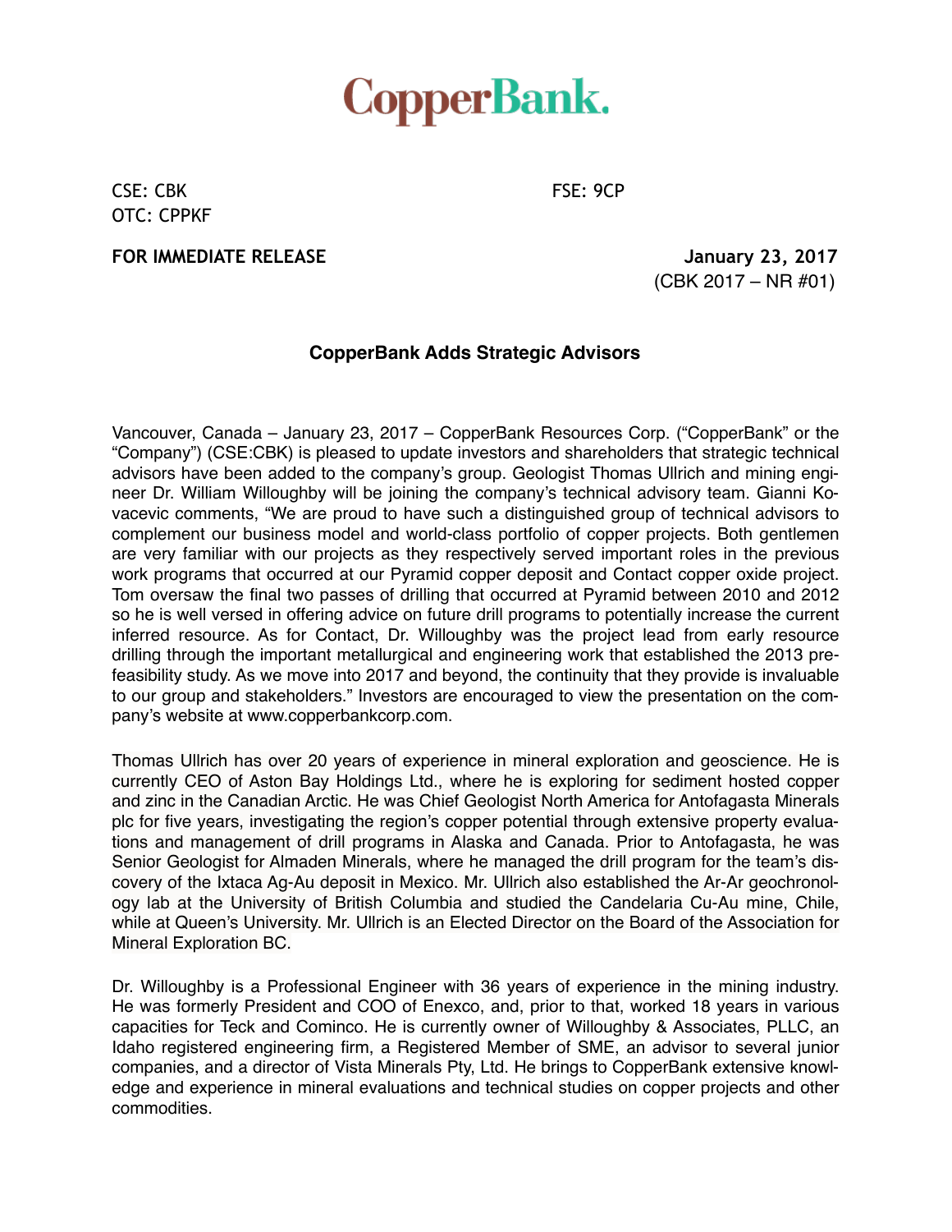# CopperBank.

CSE: CBK
OTC: CPPKF

FSE: 9CP

**FOR IMMEDIATE RELEASE**

**January 23, 2017**
(CBK 2017 – NR #01)

### CopperBank Adds Strategic Advisors

Vancouver, Canada – January 23, 2017 – CopperBank Resources Corp. ("CopperBank" or the "Company") (CSE:CBK) is pleased to update investors and shareholders that strategic technical advisors have been added to the company's group. Geologist Thomas Ullrich and mining engineer Dr. William Willoughby will be joining the company's technical advisory team. Gianni Kovacevic comments, "We are proud to have such a distinguished group of technical advisors to complement our business model and world-class portfolio of copper projects. Both gentlemen are very familiar with our projects as they respectively served important roles in the previous work programs that occurred at our Pyramid copper deposit and Contact copper oxide project. Tom oversaw the final two passes of drilling that occurred at Pyramid between 2010 and 2012 so he is well versed in offering advice on future drill programs to potentially increase the current inferred resource. As for Contact, Dr. Willoughby was the project lead from early resource drilling through the important metallurgical and engineering work that established the 2013 pre-feasibility study. As we move into 2017 and beyond, the continuity that they provide is invaluable to our group and stakeholders." Investors are encouraged to view the presentation on the company's website at www.copperbankcorp.com.

Thomas Ullrich has over 20 years of experience in mineral exploration and geoscience. He is currently CEO of Aston Bay Holdings Ltd., where he is exploring for sediment hosted copper and zinc in the Canadian Arctic. He was Chief Geologist North America for Antofagasta Minerals plc for five years, investigating the region's copper potential through extensive property evaluations and management of drill programs in Alaska and Canada. Prior to Antofagasta, he was Senior Geologist for Almaden Minerals, where he managed the drill program for the team's discovery of the Ixtaca Ag-Au deposit in Mexico. Mr. Ullrich also established the Ar-Ar geochronology lab at the University of British Columbia and studied the Candelaria Cu-Au mine, Chile, while at Queen's University. Mr. Ullrich is an Elected Director on the Board of the Association for Mineral Exploration BC.

Dr. Willoughby is a Professional Engineer with 36 years of experience in the mining industry. He was formerly President and COO of Enexco, and, prior to that, worked 18 years in various capacities for Teck and Cominco. He is currently owner of Willoughby & Associates, PLLC, an Idaho registered engineering firm, a Registered Member of SME, an advisor to several junior companies, and a director of Vista Minerals Pty, Ltd. He brings to CopperBank extensive knowledge and experience in mineral evaluations and technical studies on copper projects and other commodities.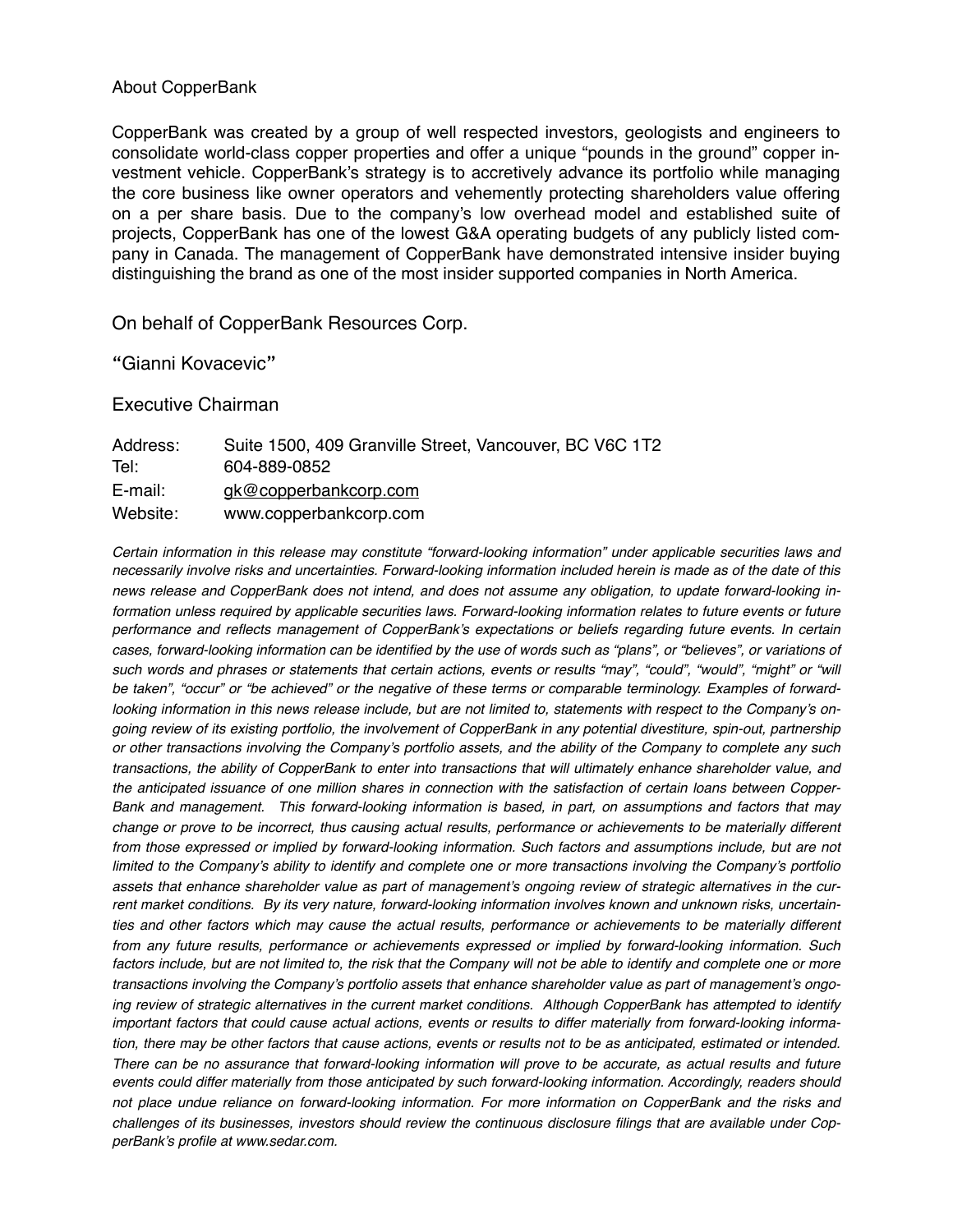About CopperBank

CopperBank was created by a group of well respected investors, geologists and engineers to consolidate world-class copper properties and offer a unique "pounds in the ground" copper investment vehicle. CopperBank's strategy is to accretively advance its portfolio while managing the core business like owner operators and vehemently protecting shareholders value offering on a per share basis. Due to the company's low overhead model and established suite of projects, CopperBank has one of the lowest G&A operating budgets of any publicly listed company in Canada. The management of CopperBank have demonstrated intensive insider buying distinguishing the brand as one of the most insider supported companies in North America.

On behalf of CopperBank Resources Corp.

"Gianni Kovacevic"

Executive Chairman

| | |
|---|---|
| Address: | Suite 1500, 409 Granville Street, Vancouver, BC V6C 1T2 |
| Tel: | 604-889-0852 |
| E-mail: | gk@copperbankcorp.com |
| Website: | www.copperbankcorp.com |

*Certain information in this release may constitute "forward-looking information" under applicable securities laws and necessarily involve risks and uncertainties. Forward-looking information included herein is made as of the date of this news release and CopperBank does not intend, and does not assume any obligation, to update forward-looking information unless required by applicable securities laws. Forward-looking information relates to future events or future performance and reflects management of CopperBank's expectations or beliefs regarding future events. In certain cases, forward-looking information can be identified by the use of words such as "plans", or "believes", or variations of such words and phrases or statements that certain actions, events or results "may", "could", "would", "might" or "will be taken", "occur" or "be achieved" or the negative of these terms or comparable terminology. Examples of forward-looking information in this news release include, but are not limited to, statements with respect to the Company's ongoing review of its existing portfolio, the involvement of CopperBank in any potential divestiture, spin-out, partnership or other transactions involving the Company's portfolio assets, and the ability of the Company to complete any such transactions, the ability of CopperBank to enter into transactions that will ultimately enhance shareholder value, and the anticipated issuance of one million shares in connection with the satisfaction of certain loans between CopperBank and management. This forward-looking information is based, in part, on assumptions and factors that may change or prove to be incorrect, thus causing actual results, performance or achievements to be materially different from those expressed or implied by forward-looking information. Such factors and assumptions include, but are not limited to the Company's ability to identify and complete one or more transactions involving the Company's portfolio assets that enhance shareholder value as part of management's ongoing review of strategic alternatives in the current market conditions. By its very nature, forward-looking information involves known and unknown risks, uncertainties and other factors which may cause the actual results, performance or achievements to be materially different from any future results, performance or achievements expressed or implied by forward-looking information. Such factors include, but are not limited to, the risk that the Company will not be able to identify and complete one or more transactions involving the Company's portfolio assets that enhance shareholder value as part of management's ongoing review of strategic alternatives in the current market conditions. Although CopperBank has attempted to identify important factors that could cause actual actions, events or results to differ materially from forward-looking information, there may be other factors that cause actions, events or results not to be as anticipated, estimated or intended. There can be no assurance that forward-looking information will prove to be accurate, as actual results and future events could differ materially from those anticipated by such forward-looking information. Accordingly, readers should not place undue reliance on forward-looking information. For more information on CopperBank and the risks and challenges of its businesses, investors should review the continuous disclosure filings that are available under CopperBank's profile at www.sedar.com.*